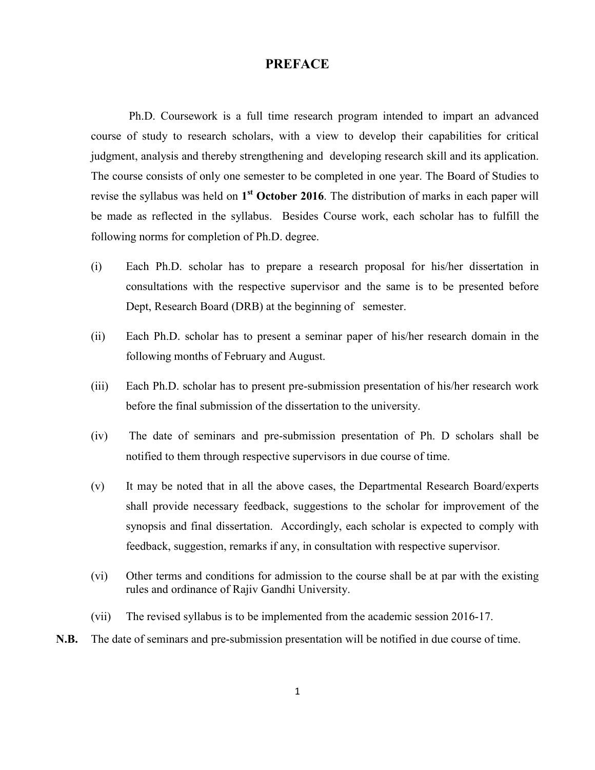# PREFACE

Ph.D. Coursework is a full time research program intended to impart an advanced course of study to research scholars, with a view to develop their capabilities for critical judgment, analysis and thereby strengthening and developing research skill and its application. The course consists of only one semester to be completed in one year. The Board of Studies to revise the syllabus was held on **1st October 2016**. The distribution of marks in each paper will be made as reflected in the syllabus. Besides Course work, each scholar has to fulfill the following norms for completion of Ph.D. degree.

(i) Each Ph.D. scholar has to prepare a research proposal for his/her dissertation in consultations with the respective supervisor and the same is to be presented before Dept, Research Board (DRB) at the beginning of semester.

(ii) Each Ph.D. scholar has to present a seminar paper of his/her research domain in the following months of February and August.

(iii) Each Ph.D. scholar has to present pre-submission presentation of his/her research work before the final submission of the dissertation to the university.

(iv) The date of seminars and pre-submission presentation of Ph. D scholars shall be notified to them through respective supervisors in due course of time.

(v) It may be noted that in all the above cases, the Departmental Research Board/experts shall provide necessary feedback, suggestions to the scholar for improvement of the synopsis and final dissertation. Accordingly, each scholar is expected to comply with feedback, suggestion, remarks if any, in consultation with respective supervisor.

(vi) Other terms and conditions for admission to the course shall be at par with the existing rules and ordinance of Rajiv Gandhi University.

(vii) The revised syllabus is to be implemented from the academic session 2016-17.

**N.B.** The date of seminars and pre-submission presentation will be notified in due course of time.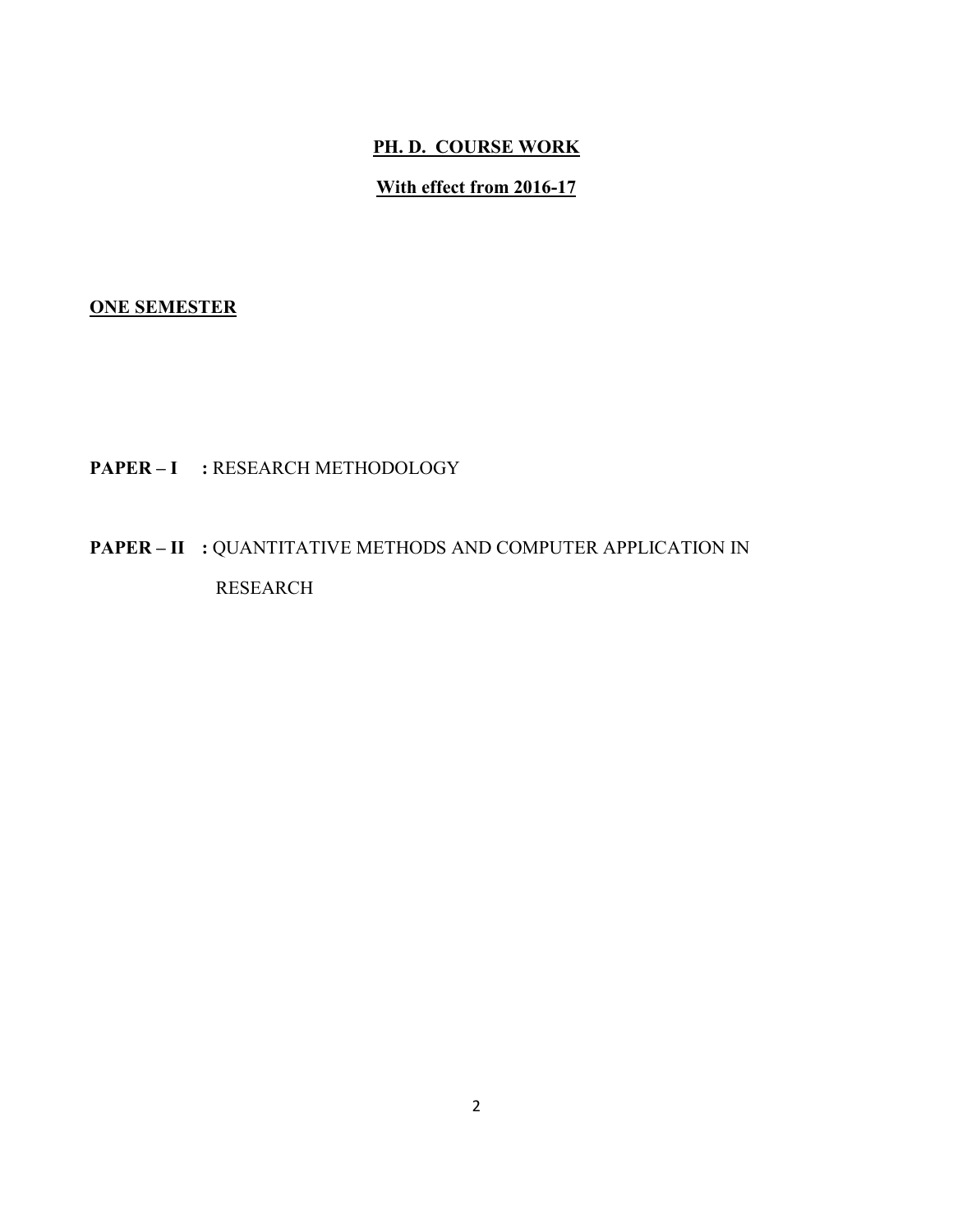# PH. D. COURSE WORK

## With effect from 2016-17

**ONE SEMESTER**

**PAPER – I : ** RESEARCH METHODOLOGY

**PAPER – II : ** QUANTITATIVE METHODS AND COMPUTER APPLICATION IN RESEARCH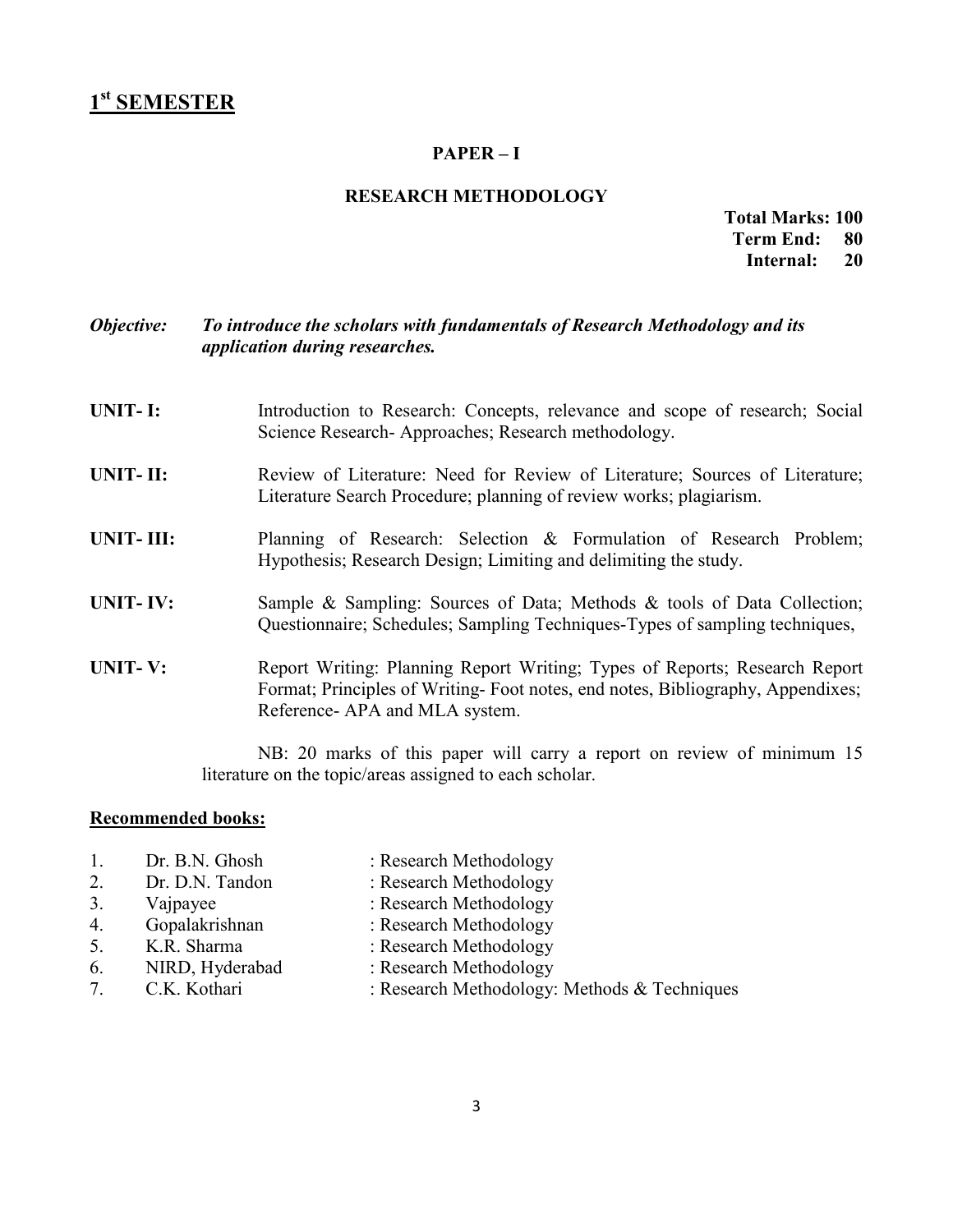# 1st SEMESTER

## PAPER – I

## RESEARCH METHODOLOGY

**Total Marks: 100**
**Term End: 80**
**Internal: 20**

***Objective:*** ***To introduce the scholars with fundamentals of Research Methodology and its application during researches.***

**UNIT- I:** Introduction to Research: Concepts, relevance and scope of research; Social Science Research- Approaches; Research methodology.

**UNIT- II:** Review of Literature: Need for Review of Literature; Sources of Literature; Literature Search Procedure; planning of review works; plagiarism.

**UNIT- III:** Planning of Research: Selection & Formulation of Research Problem; Hypothesis; Research Design; Limiting and delimiting the study.

**UNIT- IV:** Sample & Sampling: Sources of Data; Methods & tools of Data Collection; Questionnaire; Schedules; Sampling Techniques-Types of sampling techniques,

**UNIT- V:** Report Writing: Planning Report Writing; Types of Reports; Research Report Format; Principles of Writing- Foot notes, end notes, Bibliography, Appendixes; Reference- APA and MLA system.

NB: 20 marks of this paper will carry a report on review of minimum 15 literature on the topic/areas assigned to each scholar.

**Recommended books:**

1. Dr. B.N. Ghosh : Research Methodology
2. Dr. D.N. Tandon : Research Methodology
3. Vajpayee : Research Methodology
4. Gopalakrishnan : Research Methodology
5. K.R. Sharma : Research Methodology
6. NIRD, Hyderabad : Research Methodology
7. C.K. Kothari : Research Methodology: Methods & Techniques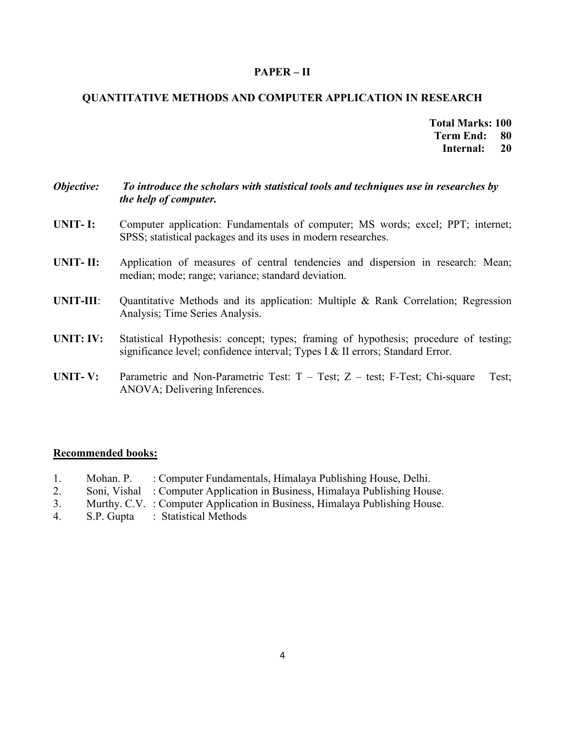**PAPER – II**

## QUANTITATIVE METHODS AND COMPUTER APPLICATION IN RESEARCH

**Total Marks: 100**
**Term End: 80**
**Internal: 20**

***Objective:*** ***To introduce the scholars with statistical tools and techniques use in researches by the help of computer.***

**UNIT- I:** Computer application: Fundamentals of computer; MS words; excel; PPT; internet; SPSS; statistical packages and its uses in modern researches.

**UNIT- II:** Application of measures of central tendencies and dispersion in research: Mean; median; mode; range; variance; standard deviation.

**UNIT-III**: Quantitative Methods and its application: Multiple & Rank Correlation; Regression Analysis; Time Series Analysis.

**UNIT: IV:** Statistical Hypothesis: concept; types; framing of hypothesis; procedure of testing; significance level; confidence interval; Types I & II errors; Standard Error.

**UNIT- V:** Parametric and Non-Parametric Test: T – Test; Z – test; F-Test; Chi-square Test; ANOVA; Delivering Inferences.

**Recommended books:**

1. Mohan. P. : Computer Fundamentals, Himalaya Publishing House, Delhi.
2. Soni, Vishal : Computer Application in Business, Himalaya Publishing House.
3. Murthy. C.V. : Computer Application in Business, Himalaya Publishing House.
4. S.P. Gupta : Statistical Methods